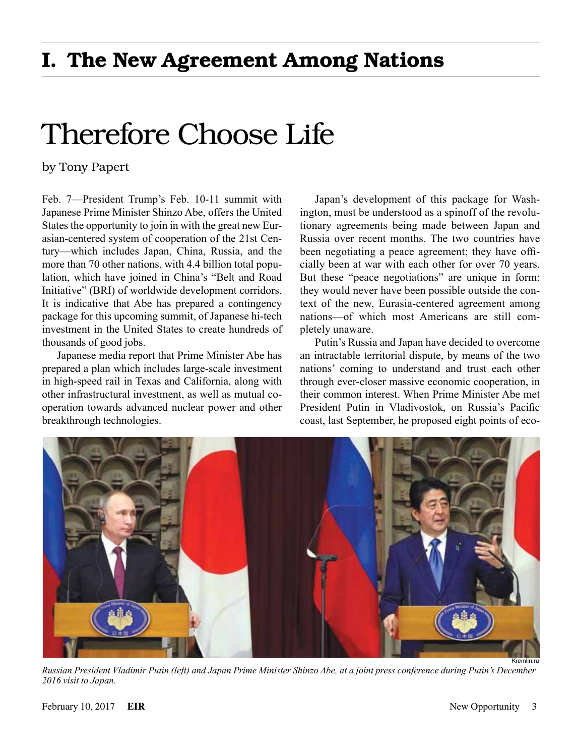# I. The New Agreement Among Nations

## Therefore Choose Life

by Tony Papert

Feb. 7—President Trump's Feb. 10-11 summit with Japanese Prime Minister Shinzo Abe, offers the United States the opportunity to join in with the great new Eurasian-centered system of cooperation of the 21st Century—which includes Japan, China, Russia, and the more than 70 other nations, with 4.4 billion total population, which have joined in China's "Belt and Road Initiative" (BRI) of worldwide development corridors. It is indicative that Abe has prepared a contingency package for this upcoming summit, of Japanese hi-tech investment in the United States to create hundreds of thousands of good jobs.

Japanese media report that Prime Minister Abe has prepared a plan which includes large-scale investment in high-speed rail in Texas and California, along with other infrastructural investment, as well as mutual cooperation towards advanced nuclear power and other breakthrough technologies.

Japan's development of this package for Washington, must be understood as a spinoff of the revolutionary agreements being made between Japan and Russia over recent months. The two countries have been negotiating a peace agreement; they have officially been at war with each other for over 70 years. But these "peace negotiations" are unique in form: they would never have been possible outside the context of the new, Eurasia-centered agreement among nations—of which most Americans are still completely unaware.

Putin's Russia and Japan have decided to overcome an intractable territorial dispute, by means of the two nations' coming to understand and trust each other through ever-closer massive economic cooperation, in their common interest. When Prime Minister Abe met President Putin in Vladivostok, on Russia's Pacific coast, last September, he proposed eight points of eco-

Kremlin.ru

*Russian President Vladimir Putin (left) and Japan Prime Minister Shinzo Abe, at a joint press conference during Putin's December 2016 visit to Japan.*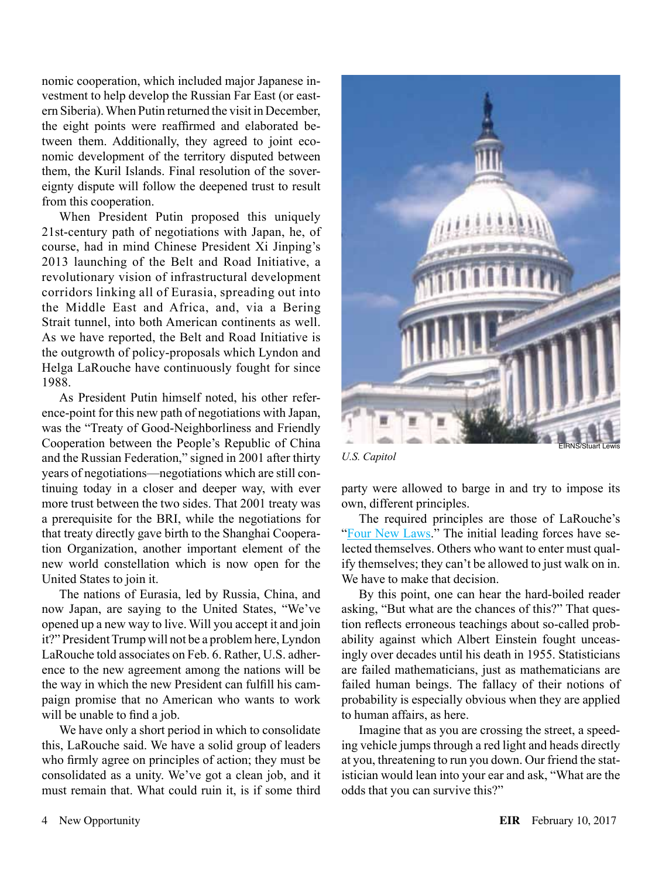nomic cooperation, which included major Japanese investment to help develop the Russian Far East (or eastern Siberia). When Putin returned the visit in December, the eight points were reaffirmed and elaborated between them. Additionally, they agreed to joint economic development of the territory disputed between them, the Kuril Islands. Final resolution of the sovereignty dispute will follow the deepened trust to result from this cooperation.

When President Putin proposed this uniquely 21st-century path of negotiations with Japan, he, of course, had in mind Chinese President Xi Jinping's 2013 launching of the Belt and Road Initiative, a revolutionary vision of infrastructural development corridors linking all of Eurasia, spreading out into the Middle East and Africa, and, via a Bering Strait tunnel, into both American continents as well. As we have reported, the Belt and Road Initiative is the outgrowth of policy-proposals which Lyndon and Helga LaRouche have continuously fought for since 1988.

As President Putin himself noted, his other reference-point for this new path of negotiations with Japan, was the "Treaty of Good-Neighborliness and Friendly Cooperation between the People's Republic of China and the Russian Federation," signed in 2001 after thirty years of negotiations—negotiations which are still continuing today in a closer and deeper way, with ever more trust between the two sides. That 2001 treaty was a prerequisite for the BRI, while the negotiations for that treaty directly gave birth to the Shanghai Cooperation Organization, another important element of the new world constellation which is now open for the United States to join it.

The nations of Eurasia, led by Russia, China, and now Japan, are saying to the United States, "We've opened up a new way to live. Will you accept it and join it?" President Trump will not be a problem here, Lyndon LaRouche told associates on Feb. 6. Rather, U.S. adherence to the new agreement among the nations will be the way in which the new President can fulfill his campaign promise that no American who wants to work will be unable to find a job.

We have only a short period in which to consolidate this, LaRouche said. We have a solid group of leaders who firmly agree on principles of action; they must be consolidated as a unity. We've got a clean job, and it must remain that. What could ruin it, is if some third party were allowed to barge in and try to impose its own, different principles.

EIRNS/Stuart Lewis

*U.S. Capitol*

The required principles are those of LaRouche's "Four New Laws." The initial leading forces have selected themselves. Others who want to enter must qualify themselves; they can't be allowed to just walk on in. We have to make that decision.

By this point, one can hear the hard-boiled reader asking, "But what are the chances of this?" That question reflects erroneous teachings about so-called probability against which Albert Einstein fought unceasingly over decades until his death in 1955. Statisticians are failed mathematicians, just as mathematicians are failed human beings. The fallacy of their notions of probability is especially obvious when they are applied to human affairs, as here.

Imagine that as you are crossing the street, a speeding vehicle jumps through a red light and heads directly at you, threatening to run you down. Our friend the statistician would lean into your ear and ask, "What are the odds that you can survive this?"